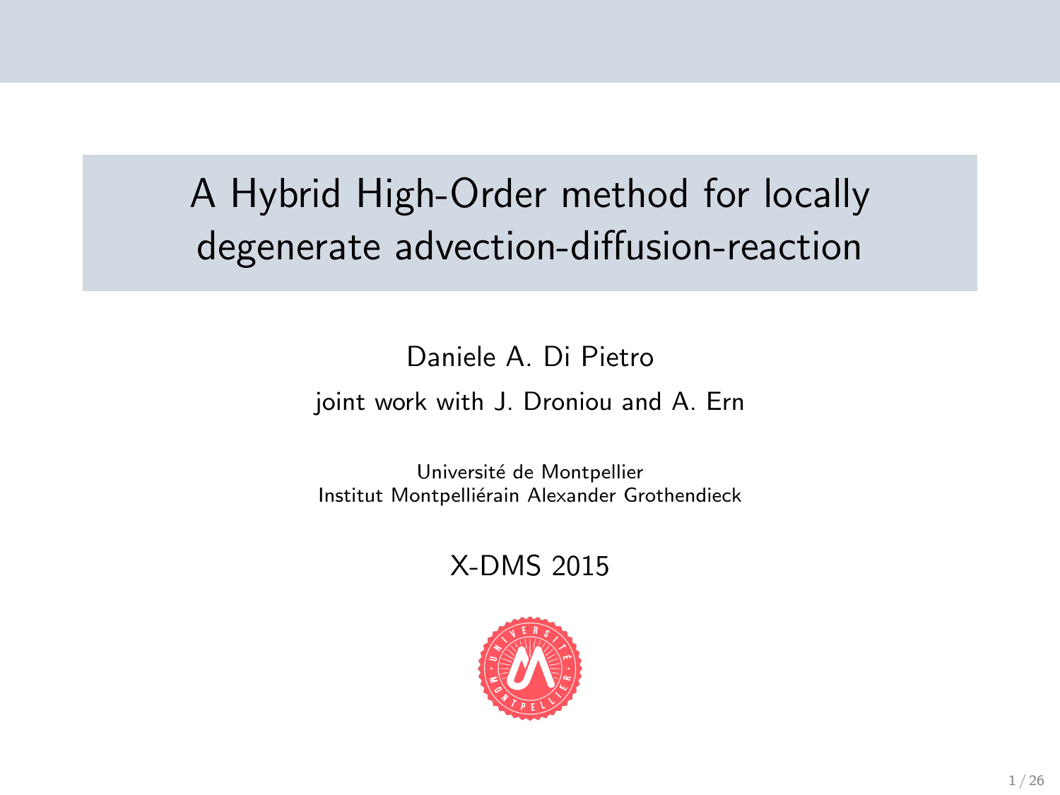# A Hybrid High-Order method for locally degenerate advection-diffusion-reaction

Daniele A. Di Pietro

joint work with J. Droniou and A. Ern

Université de Montpellier
Institut Montpelliérain Alexander Grothendieck

X-DMS 2015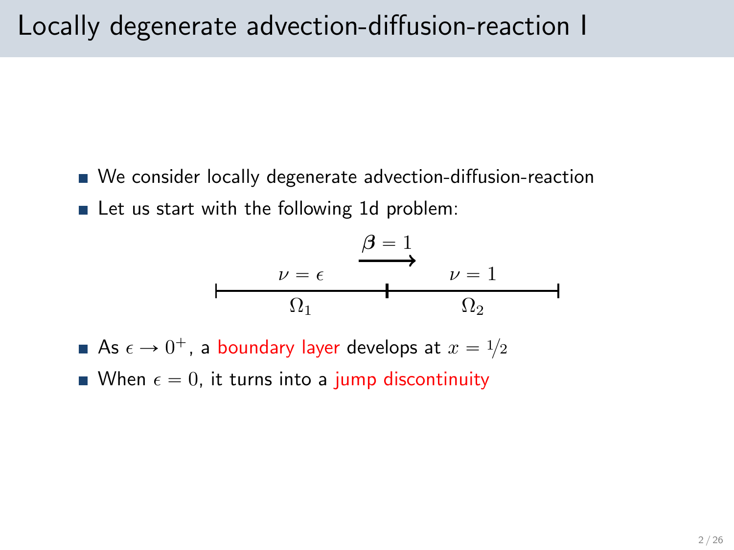# Locally degenerate advection-diffusion-reaction I

- We consider locally degenerate advection-diffusion-reaction
- Let us start with the following 1d problem:

$\boldsymbol{\beta} = 1$

$\nu = \epsilon$ $\quad$ $\nu = 1$

$\Omega_1$ $\quad$ $\Omega_2$

- As $\epsilon \to 0^+$, a boundary layer develops at $x = 1/2$
- When $\epsilon = 0$, it turns into a jump discontinuity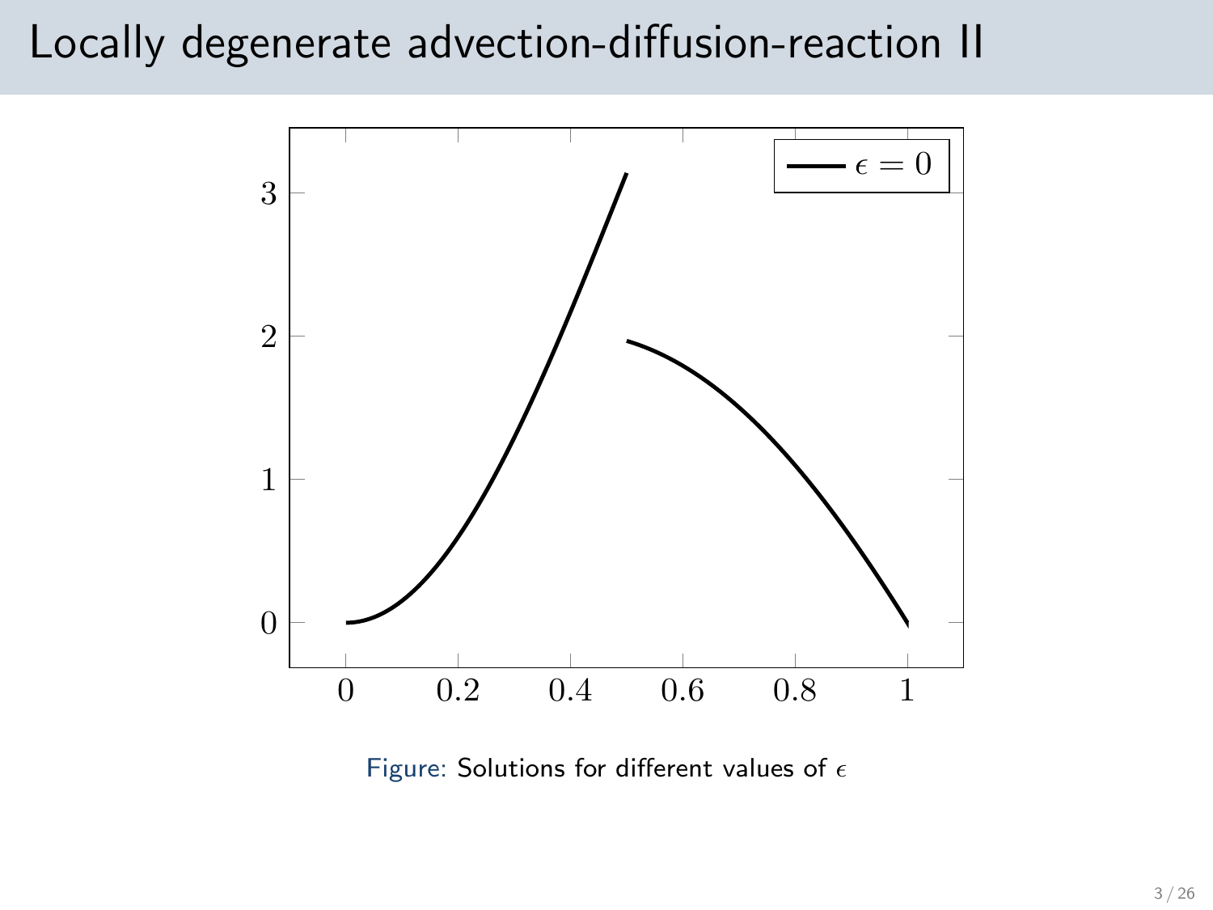# Locally degenerate advection-diffusion-reaction II

Figure: Solutions for different values of $\epsilon$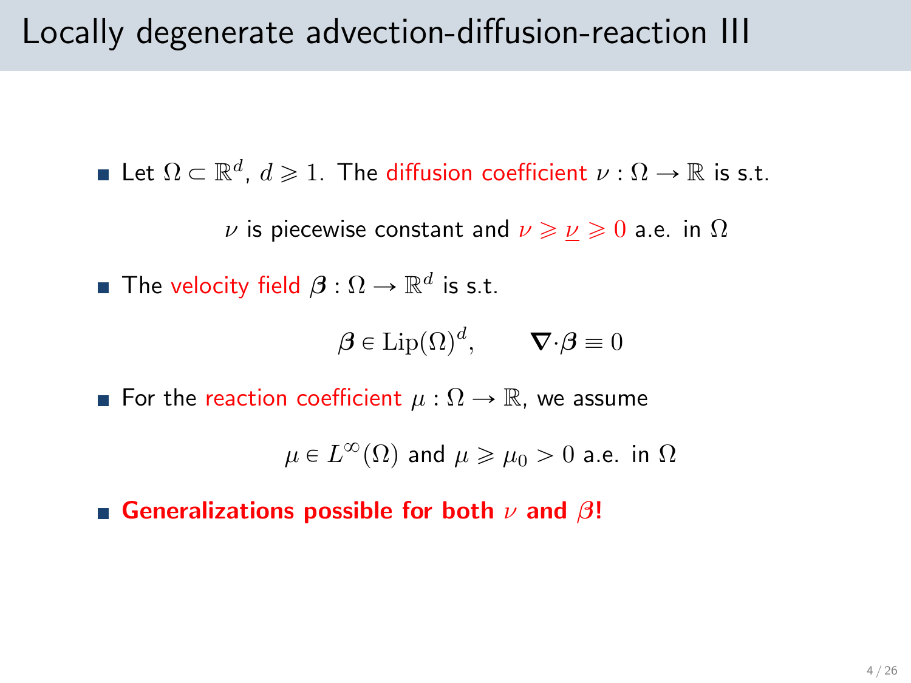# Locally degenerate advection-diffusion-reaction III

- Let $\Omega \subset \mathbb{R}^d$, $d \geqslant 1$. The diffusion coefficient $\nu : \Omega \to \mathbb{R}$ is s.t.

$$\nu \text{ is piecewise constant and } \nu \geqslant \underline{\nu} \geqslant 0 \text{ a.e. in } \Omega$$

- The velocity field $\boldsymbol{\beta} : \Omega \to \mathbb{R}^d$ is s.t.

$$\boldsymbol{\beta} \in \mathrm{Lip}(\Omega)^d, \qquad \boldsymbol{\nabla}\cdot\boldsymbol{\beta} \equiv 0$$

- For the reaction coefficient $\mu : \Omega \to \mathbb{R}$, we assume

$$\mu \in L^\infty(\Omega) \text{ and } \mu \geqslant \mu_0 > 0 \text{ a.e. in } \Omega$$

- **Generalizations possible for both $\nu$ and $\beta$!**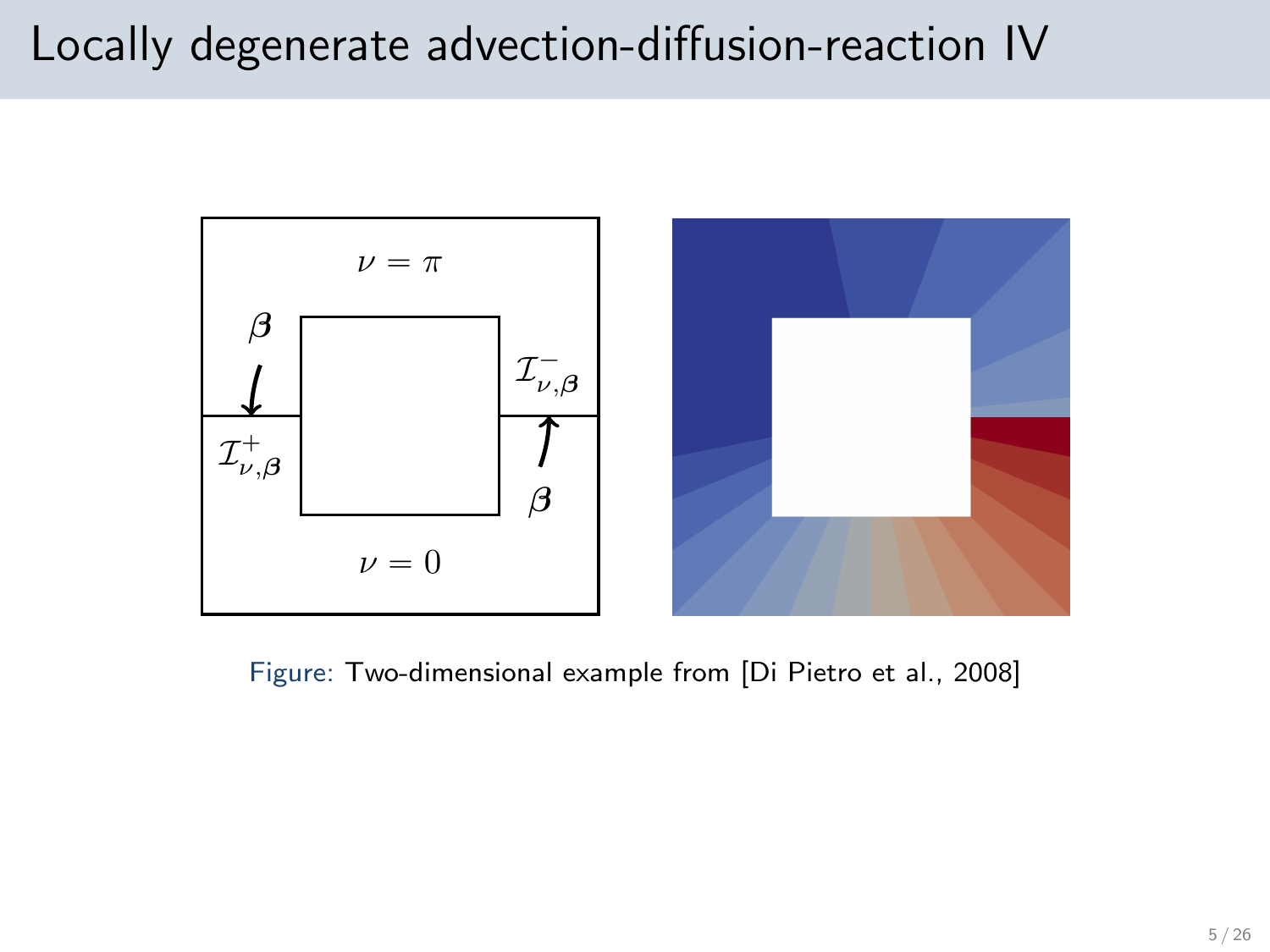# Locally degenerate advection-diffusion-reaction IV

$\nu = \pi$

$\boldsymbol{\beta}$

$\mathcal{I}^{-}_{\nu,\boldsymbol{\beta}}$

$\mathcal{I}^{+}_{\nu,\boldsymbol{\beta}}$

$\boldsymbol{\beta}$

$\nu = 0$

Figure: Two-dimensional example from [Di Pietro et al., 2008]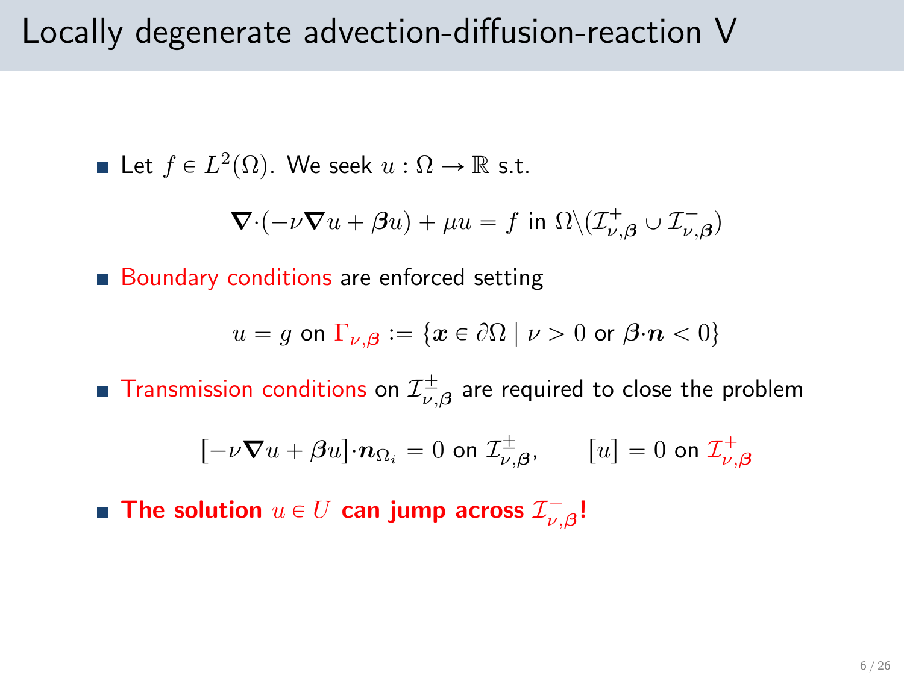# Locally degenerate advection-diffusion-reaction V

- Let $f \in L^2(\Omega)$. We seek $u : \Omega \to \mathbb{R}$ s.t.

$$\nabla\cdot(-\nu\nabla u + \boldsymbol{\beta}u) + \mu u = f \text{ in } \Omega\backslash(\mathcal{I}^+_{\nu,\boldsymbol{\beta}} \cup \mathcal{I}^-_{\nu,\boldsymbol{\beta}})$$

- Boundary conditions are enforced setting

$$u = g \text{ on } \Gamma_{\nu,\boldsymbol{\beta}} := \{\boldsymbol{x} \in \partial\Omega \mid \nu > 0 \text{ or } \boldsymbol{\beta}\cdot\boldsymbol{n} < 0\}$$

- Transmission conditions on $\mathcal{I}^\pm_{\nu,\boldsymbol{\beta}}$ are required to close the problem

$$[-\nu\nabla u + \boldsymbol{\beta}u]\cdot\boldsymbol{n}_{\Omega_i} = 0 \text{ on } \mathcal{I}^\pm_{\nu,\boldsymbol{\beta}}, \qquad [u] = 0 \text{ on } \mathcal{I}^+_{\nu,\boldsymbol{\beta}}$$

- **The solution $u \in U$ can jump across $\mathcal{I}^-_{\nu,\boldsymbol{\beta}}$!**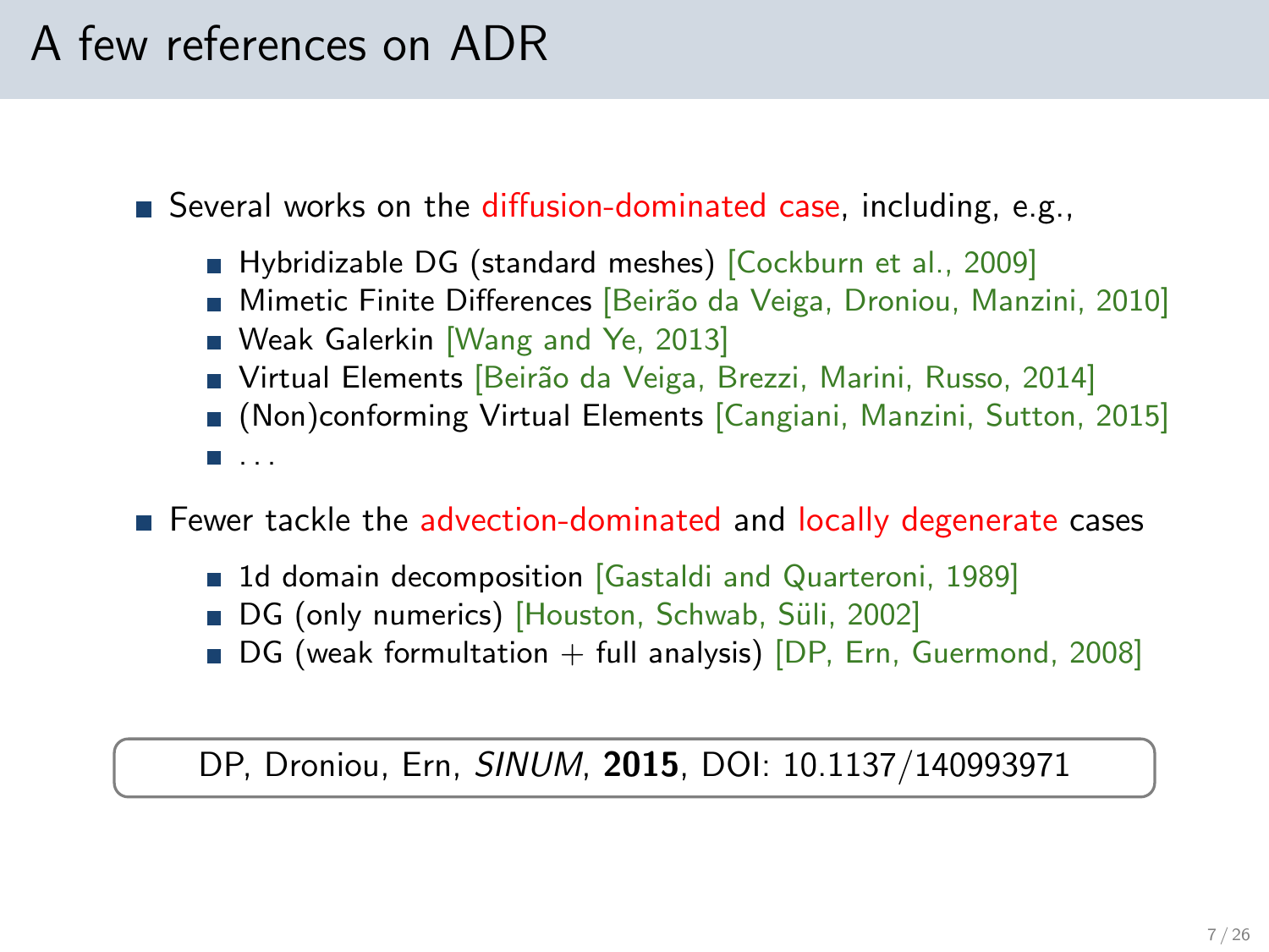# A few references on ADR

- Several works on the diffusion-dominated case, including, e.g.,
  - Hybridizable DG (standard meshes) [Cockburn et al., 2009]
  - Mimetic Finite Differences [Beirão da Veiga, Droniou, Manzini, 2010]
  - Weak Galerkin [Wang and Ye, 2013]
  - Virtual Elements [Beirão da Veiga, Brezzi, Marini, Russo, 2014]
  - (Non)conforming Virtual Elements [Cangiani, Manzini, Sutton, 2015]
  - ...
- Fewer tackle the advection-dominated and locally degenerate cases
  - 1d domain decomposition [Gastaldi and Quarteroni, 1989]
  - DG (only numerics) [Houston, Schwab, Süli, 2002]
  - DG (weak formultation + full analysis) [DP, Ern, Guermond, 2008]

DP, Droniou, Ern, *SINUM*, **2015**, DOI: 10.1137/140993971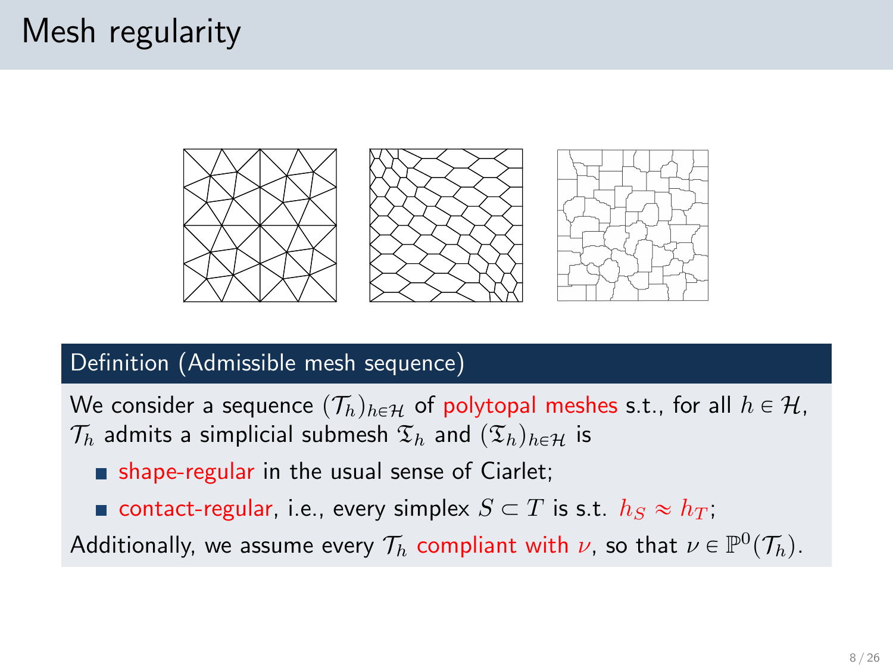# Mesh regularity

**Definition (Admissible mesh sequence)**

We consider a sequence $(\mathcal{T}_h)_{h\in\mathcal{H}}$ of polytopal meshes s.t., for all $h \in \mathcal{H}$, $\mathcal{T}_h$ admits a simplicial submesh $\mathfrak{T}_h$ and $(\mathfrak{T}_h)_{h\in\mathcal{H}}$ is

- shape-regular in the usual sense of Ciarlet;
- contact-regular, i.e., every simplex $S \subset T$ is s.t. $h_S \approx h_T$;

Additionally, we assume every $\mathcal{T}_h$ compliant with $\nu$, so that $\nu \in \mathbb{P}^0(\mathcal{T}_h)$.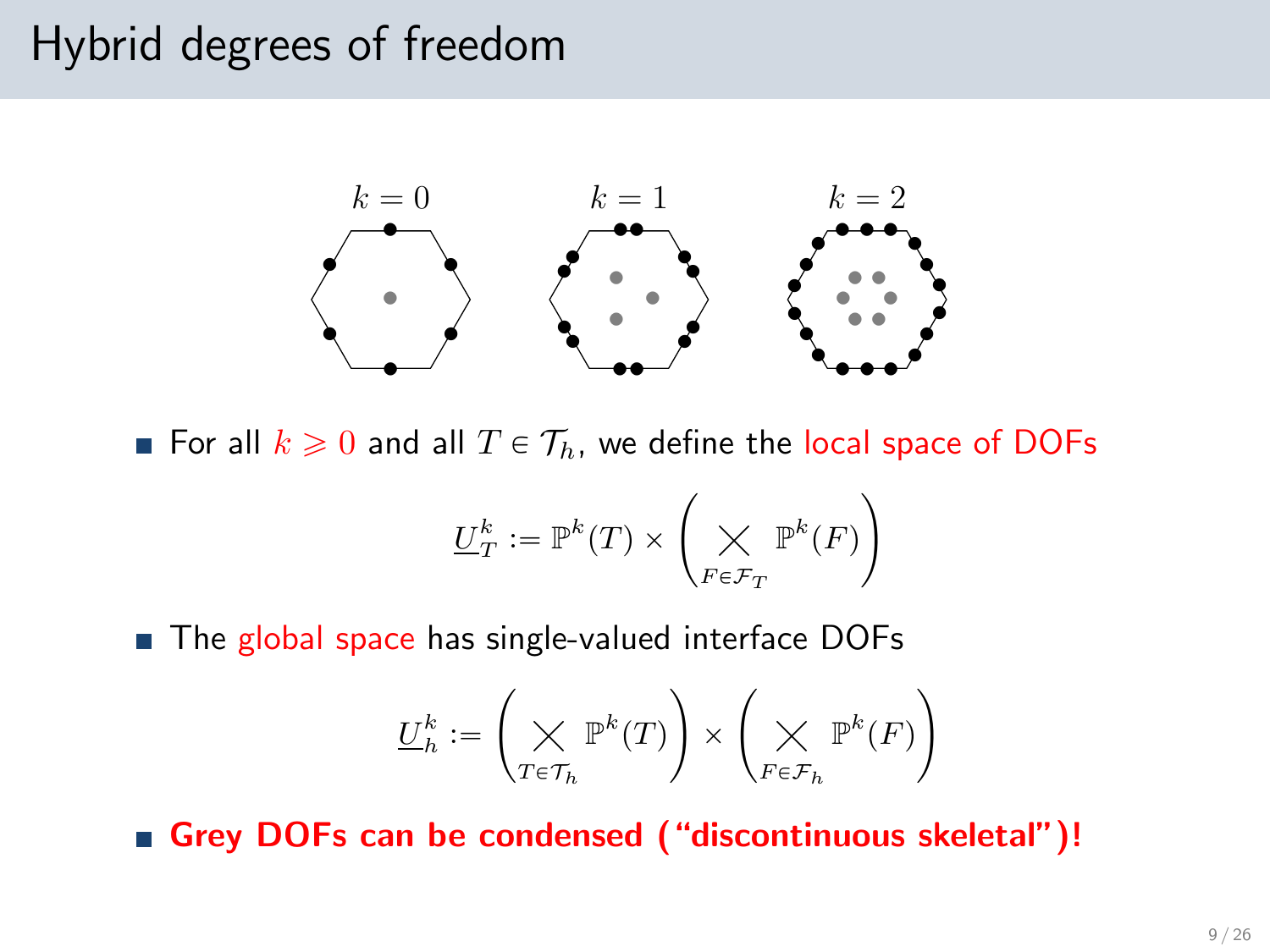# Hybrid degrees of freedom

$k = 0$ $\qquad$ $k = 1$ $\qquad$ $k = 2$

- For all $k \geqslant 0$ and all $T \in \mathcal{T}_h$, we define the local space of DOFs

$$\underline{U}_T^k := \mathbb{P}^k(T) \times \left( \bigtimes_{F \in \mathcal{F}_T} \mathbb{P}^k(F) \right)$$

- The global space has single-valued interface DOFs

$$\underline{U}_h^k := \left( \bigtimes_{T \in \mathcal{T}_h} \mathbb{P}^k(T) \right) \times \left( \bigtimes_{F \in \mathcal{F}_h} \mathbb{P}^k(F) \right)$$

- **Grey DOFs can be condensed ("discontinuous skeletal")!**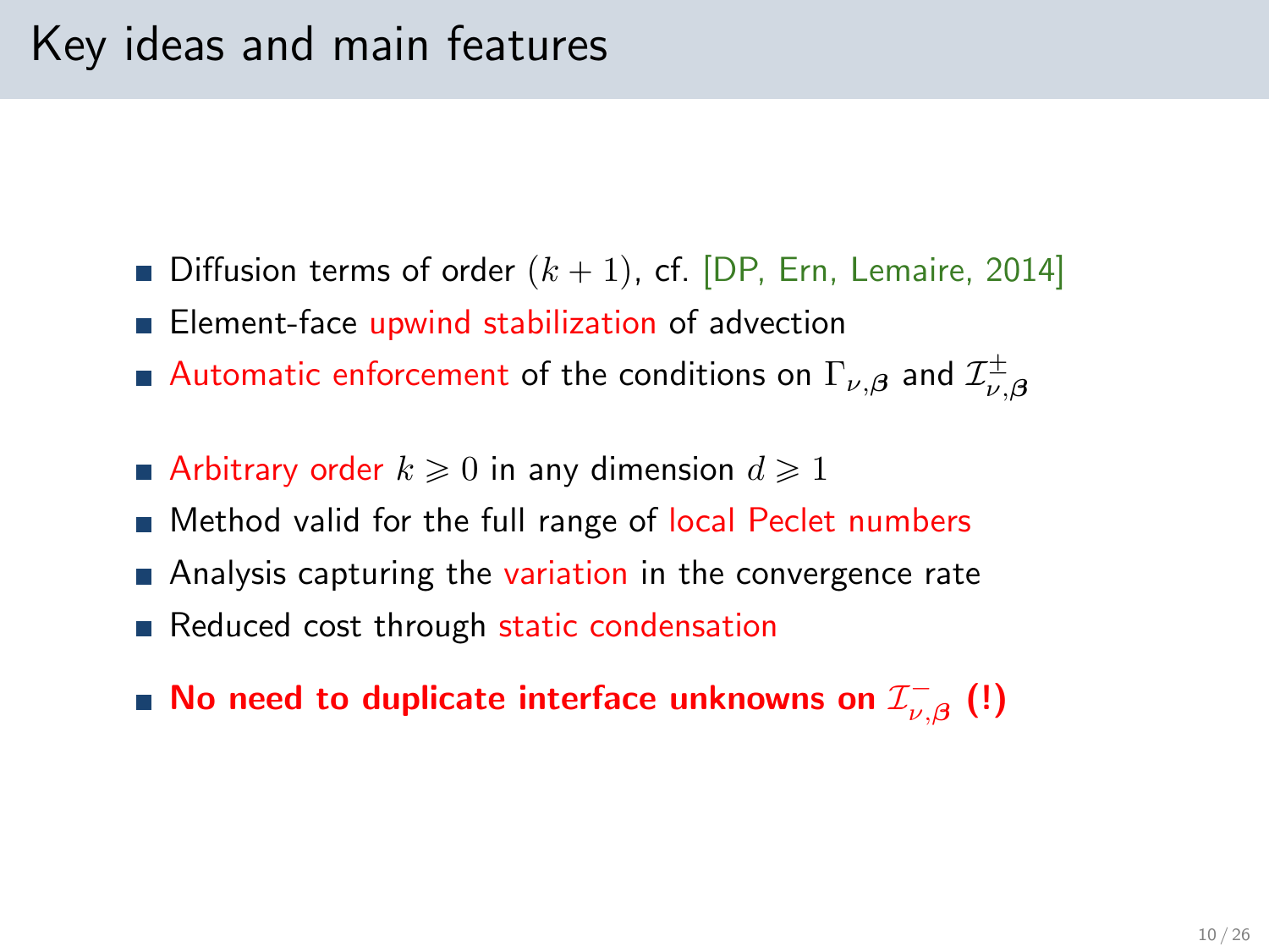# Key ideas and main features

- Diffusion terms of order $(k+1)$, cf. [DP, Ern, Lemaire, 2014]
- Element-face upwind stabilization of advection
- Automatic enforcement of the conditions on $\Gamma_{\nu,\boldsymbol{\beta}}$ and $\mathcal{I}^{\pm}_{\nu,\boldsymbol{\beta}}$

- Arbitrary order $k \geqslant 0$ in any dimension $d \geqslant 1$
- Method valid for the full range of local Peclet numbers
- Analysis capturing the variation in the convergence rate
- Reduced cost through static condensation

- **No need to duplicate interface unknowns on $\mathcal{I}^{-}_{\nu,\boldsymbol{\beta}}$ (!)**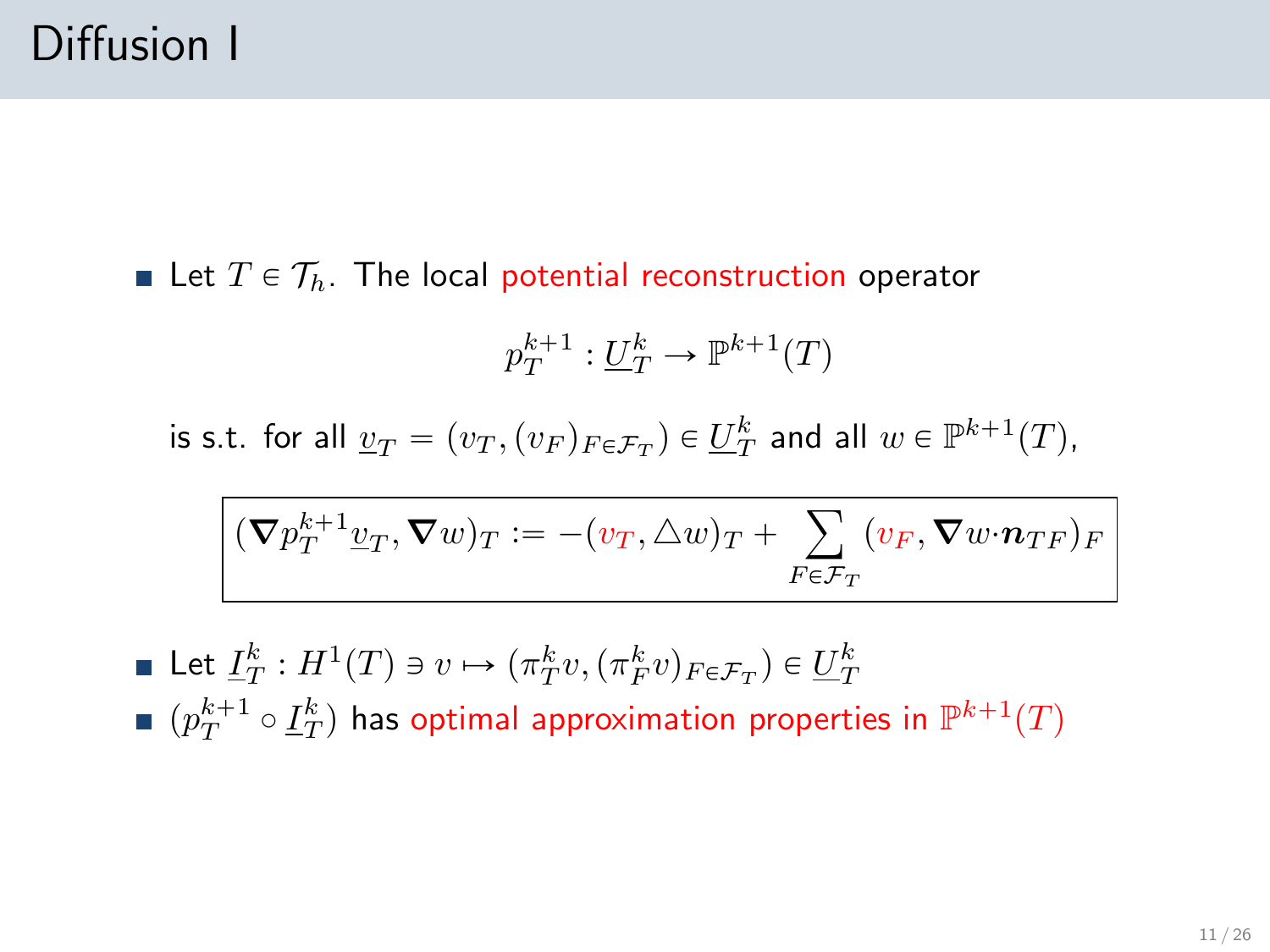# Diffusion I

- Let $T \in \mathcal{T}_h$. The local potential reconstruction operator

$$p_T^{k+1} : \underline{U}_T^k \to \mathbb{P}^{k+1}(T)$$

is s.t. for all $\underline{v}_T = (v_T, (v_F)_{F \in \mathcal{F}_T}) \in \underline{U}_T^k$ and all $w \in \mathbb{P}^{k+1}(T)$,

$$(\boldsymbol{\nabla} p_T^{k+1} \underline{v}_T, \boldsymbol{\nabla} w)_T := -(v_T, \triangle w)_T + \sum_{F \in \mathcal{F}_T} (v_F, \boldsymbol{\nabla} w \cdot \boldsymbol{n}_{TF})_F$$

- Let $\underline{I}_T^k : H^1(T) \ni v \mapsto (\pi_T^k v, (\pi_F^k v)_{F \in \mathcal{F}_T}) \in \underline{U}_T^k$
- $(p_T^{k+1} \circ \underline{I}_T^k)$ has optimal approximation properties in $\mathbb{P}^{k+1}(T)$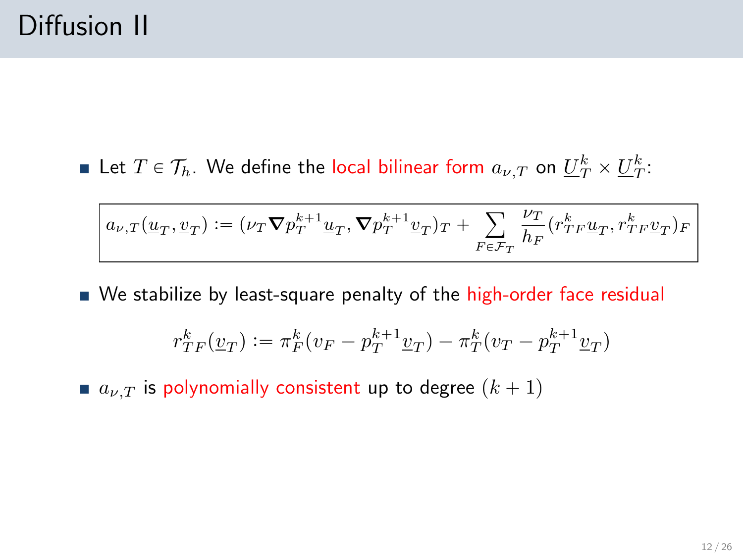# Diffusion II

- Let $T \in \mathcal{T}_h$. We define the local bilinear form $a_{\nu,T}$ on $\underline{U}_T^k \times \underline{U}_T^k$:

$$a_{\nu,T}(\underline{u}_T, \underline{v}_T) := (\nu_T \boldsymbol{\nabla} p_T^{k+1} \underline{u}_T, \boldsymbol{\nabla} p_T^{k+1} \underline{v}_T)_T + \sum_{F \in \mathcal{F}_T} \frac{\nu_T}{h_F} (r_{TF}^k \underline{u}_T, r_{TF}^k \underline{v}_T)_F$$

- We stabilize by least-square penalty of the high-order face residual

$$r_{TF}^k(\underline{v}_T) := \pi_F^k(v_F - p_T^{k+1} \underline{v}_T) - \pi_T^k(v_T - p_T^{k+1} \underline{v}_T)$$

- $a_{\nu,T}$ is polynomially consistent up to degree $(k+1)$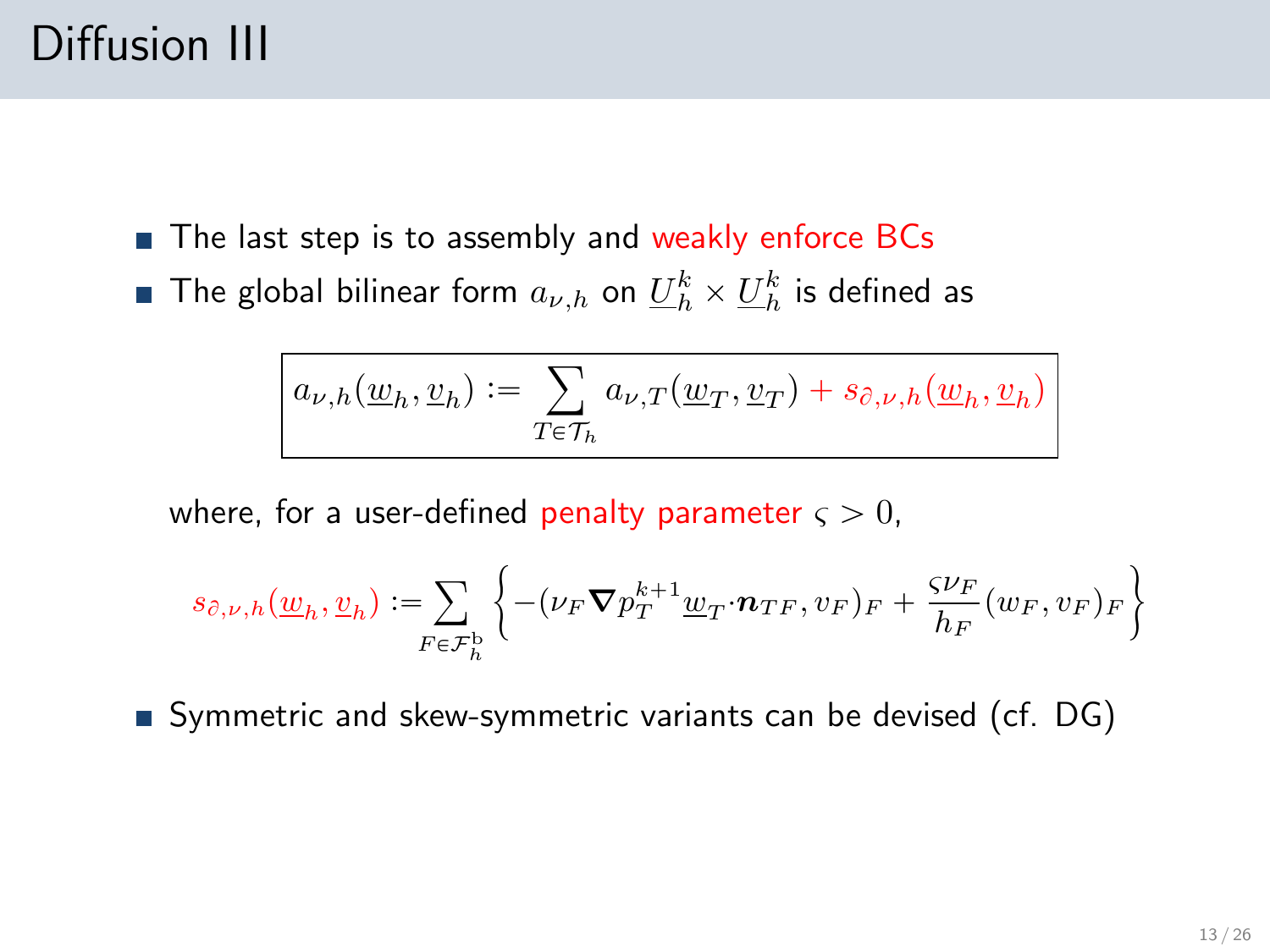# Diffusion III

- The last step is to assembly and weakly enforce BCs
- The global bilinear form $a_{\nu,h}$ on $\underline{U}_h^k \times \underline{U}_h^k$ is defined as

$$
\boxed{a_{\nu,h}(\underline{w}_h, \underline{v}_h) := \sum_{T \in \mathcal{T}_h} a_{\nu,T}(\underline{w}_T, \underline{v}_T) + s_{\partial,\nu,h}(\underline{w}_h, \underline{v}_h)}
$$

where, for a user-defined penalty parameter $\varsigma > 0$,

$$
s_{\partial,\nu,h}(\underline{w}_h, \underline{v}_h) := \sum_{F \in \mathcal{F}_h^{\mathrm{b}}} \left\{ -(\nu_F \boldsymbol{\nabla} p_T^{k+1} \underline{w}_T \cdot \boldsymbol{n}_{TF}, v_F)_F + \frac{\varsigma \nu_F}{h_F} (w_F, v_F)_F \right\}
$$

- Symmetric and skew-symmetric variants can be devised (cf. DG)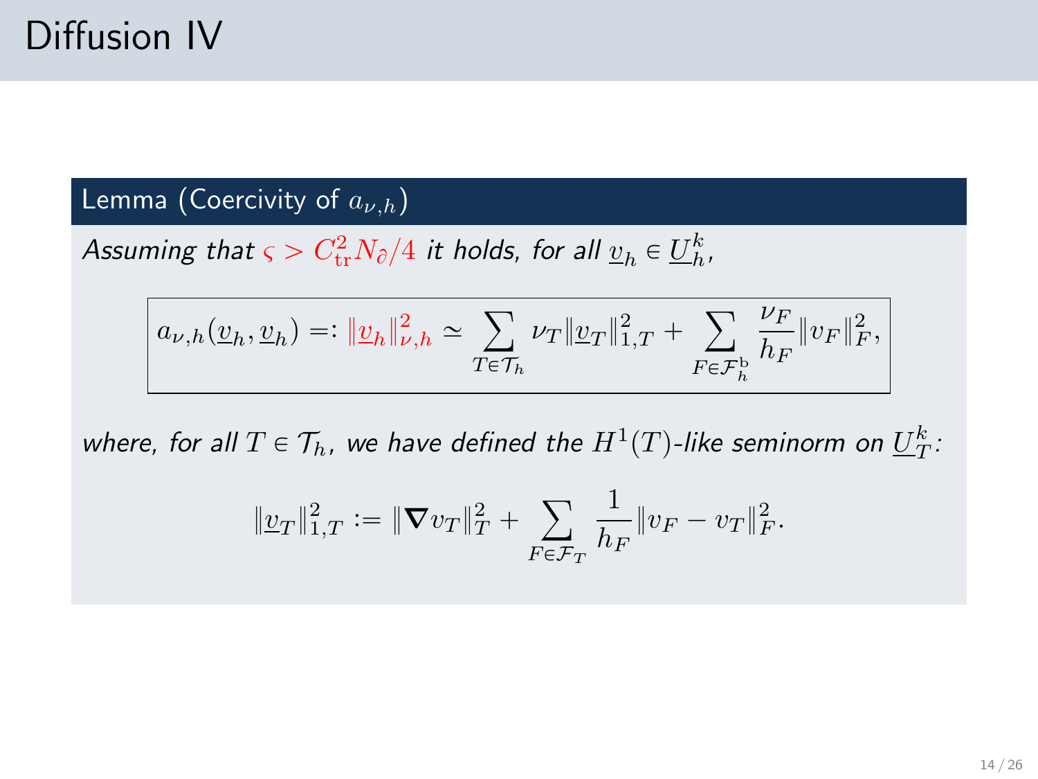# Diffusion IV

**Lemma (Coercivity of $a_{\nu,h}$)**

*Assuming that* $\varsigma > C_{\rm tr}^2 N_\partial/4$ *it holds, for all* $\underline{v}_h \in \underline{U}_h^k$,

$$
a_{\nu,h}(\underline{v}_h, \underline{v}_h) =: \|\underline{v}_h\|_{\nu,h}^2 \simeq \sum_{T\in\mathcal{T}_h} \nu_T \|\underline{v}_T\|_{1,T}^2 + \sum_{F\in\mathcal{F}_h^{\rm b}} \frac{\nu_F}{h_F}\|v_F\|_F^2,
$$

*where, for all* $T \in \mathcal{T}_h$, *we have defined the* $H^1(T)$*-like seminorm on* $\underline{U}_T^k$:

$$
\|\underline{v}_T\|_{1,T}^2 := \|\boldsymbol{\nabla} v_T\|_T^2 + \sum_{F\in\mathcal{F}_T} \frac{1}{h_F}\|v_F - v_T\|_F^2.
$$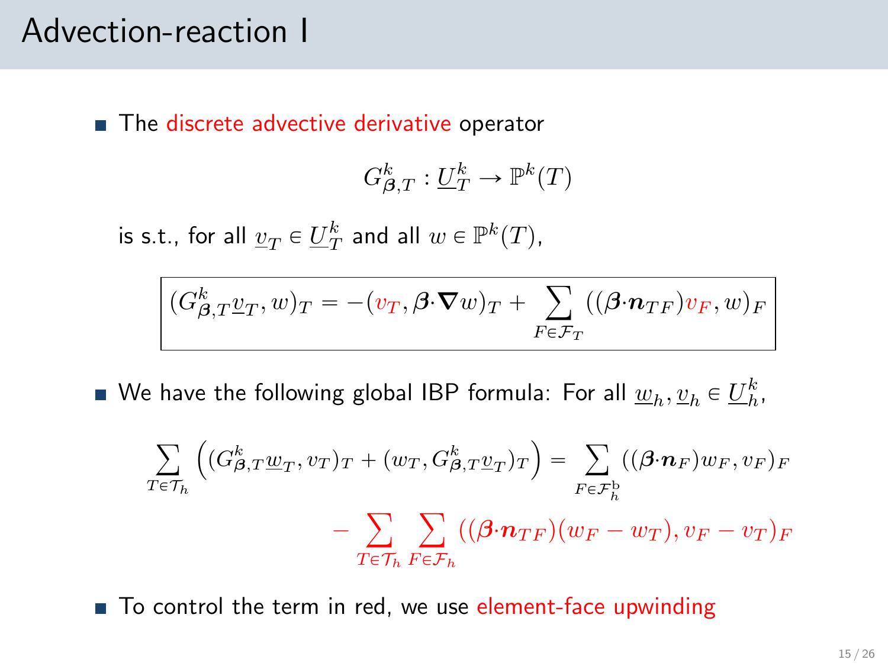# Advection-reaction I

- The discrete advective derivative operator

$$G^k_{\boldsymbol{\beta},T} : \underline{U}^k_T \to \mathbb{P}^k(T)$$

is s.t., for all $\underline{v}_T \in \underline{U}^k_T$ and all $w \in \mathbb{P}^k(T)$,

$$\boxed{(G^k_{\boldsymbol{\beta},T}\underline{v}_T, w)_T = -(v_T, \boldsymbol{\beta}\cdot\boldsymbol{\nabla} w)_T + \sum_{F\in\mathcal{F}_T} ((\boldsymbol{\beta}\cdot\boldsymbol{n}_{TF})v_F, w)_F}$$

- We have the following global IBP formula: For all $\underline{w}_h, \underline{v}_h \in \underline{U}^k_h$,

$$\sum_{T\in\mathcal{T}_h} \Big( (G^k_{\boldsymbol{\beta},T}\underline{w}_T, v_T)_T + (w_T, G^k_{\boldsymbol{\beta},T}\underline{v}_T)_T \Big) = \sum_{F\in\mathcal{F}^{\mathrm{b}}_h} ((\boldsymbol{\beta}\cdot\boldsymbol{n}_F)w_F, v_F)_F - \sum_{T\in\mathcal{T}_h}\sum_{F\in\mathcal{F}_h} ((\boldsymbol{\beta}\cdot\boldsymbol{n}_{TF})(w_F - w_T), v_F - v_T)_F$$

- To control the term in red, we use element-face upwinding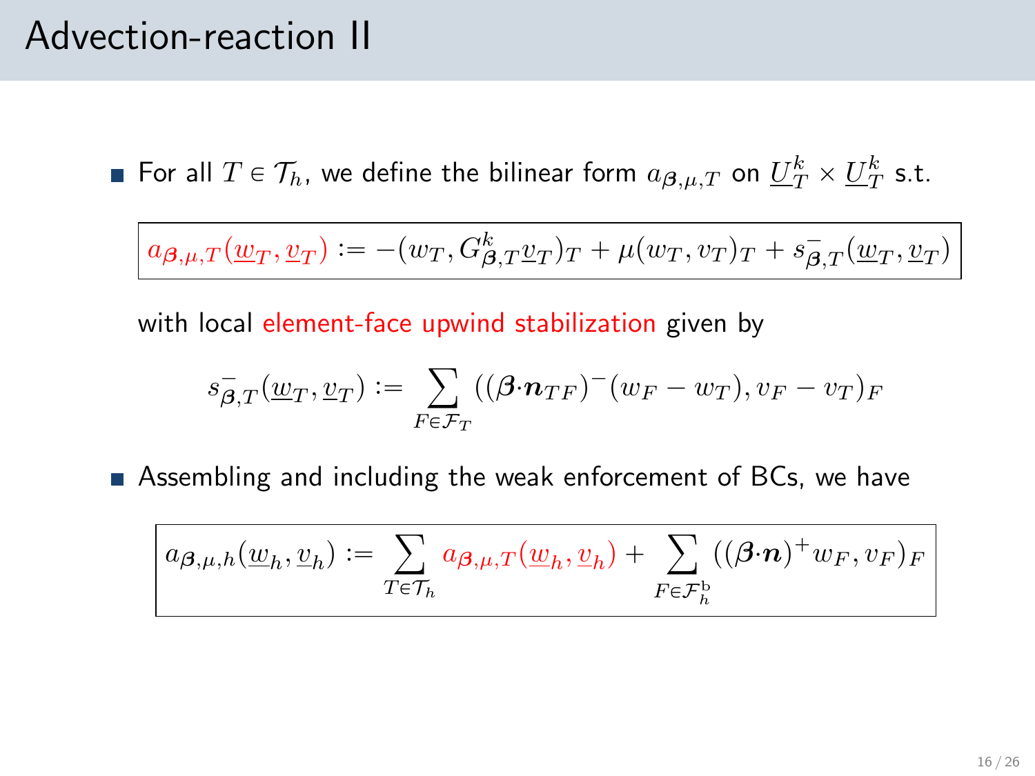# Advection-reaction II

- For all $T \in \mathcal{T}_h$, we define the bilinear form $a_{\boldsymbol{\beta},\mu,T}$ on $\underline{U}_T^k \times \underline{U}_T^k$ s.t.

$$\boxed{a_{\boldsymbol{\beta},\mu,T}(\underline{w}_T, \underline{v}_T) := -(w_T, G_{\boldsymbol{\beta},T}^k \underline{v}_T)_T + \mu(w_T, v_T)_T + s_{\boldsymbol{\beta},T}^-(\underline{w}_T, \underline{v}_T)}$$

  with local element-face upwind stabilization given by

$$s_{\boldsymbol{\beta},T}^-(\underline{w}_T, \underline{v}_T) := \sum_{F \in \mathcal{F}_T} ((\boldsymbol{\beta} \cdot \boldsymbol{n}_{TF})^-(w_F - w_T), v_F - v_T)_F$$

- Assembling and including the weak enforcement of BCs, we have

$$\boxed{a_{\boldsymbol{\beta},\mu,h}(\underline{w}_h, \underline{v}_h) := \sum_{T \in \mathcal{T}_h} a_{\boldsymbol{\beta},\mu,T}(\underline{w}_h, \underline{v}_h) + \sum_{F \in \mathcal{F}_h^{\mathrm{b}}} ((\boldsymbol{\beta} \cdot \boldsymbol{n})^+ w_F, v_F)_F}$$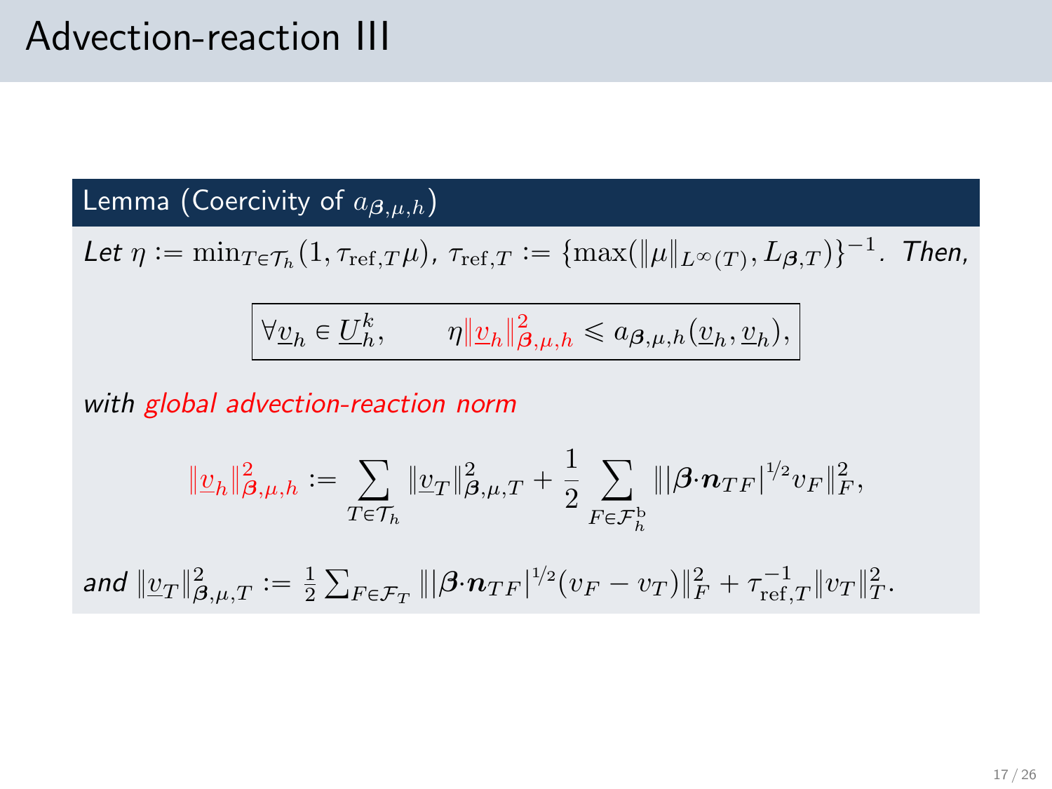# Advection-reaction III

**Lemma (Coercivity of $a_{\boldsymbol{\beta},\mu,h}$)**

*Let* $\eta := \min_{T\in\mathcal{T}_h}(1, \tau_{\mathrm{ref},T}\mu)$, $\tau_{\mathrm{ref},T} := \{\max(\|\mu\|_{L^\infty(T)}, L_{\boldsymbol{\beta},T})\}^{-1}$. *Then,*

$$\boxed{\forall \underline{v}_h \in \underline{U}_h^k, \qquad \eta\|\underline{v}_h\|_{\boldsymbol{\beta},\mu,h}^2 \leqslant a_{\boldsymbol{\beta},\mu,h}(\underline{v}_h, \underline{v}_h),}$$

*with global advection-reaction norm*

$$\|\underline{v}_h\|_{\boldsymbol{\beta},\mu,h}^2 := \sum_{T\in\mathcal{T}_h} \|\underline{v}_T\|_{\boldsymbol{\beta},\mu,T}^2 + \frac{1}{2}\sum_{F\in\mathcal{F}_h^{\mathrm{b}}} \||\boldsymbol{\beta}\cdot\boldsymbol{n}_{TF}|^{1/2} v_F\|_F^2,$$

*and* $\|\underline{v}_T\|_{\boldsymbol{\beta},\mu,T}^2 := \frac{1}{2}\sum_{F\in\mathcal{F}_T} \||\boldsymbol{\beta}\cdot\boldsymbol{n}_{TF}|^{1/2}(v_F - v_T)\|_F^2 + \tau_{\mathrm{ref},T}^{-1}\|v_T\|_T^2$.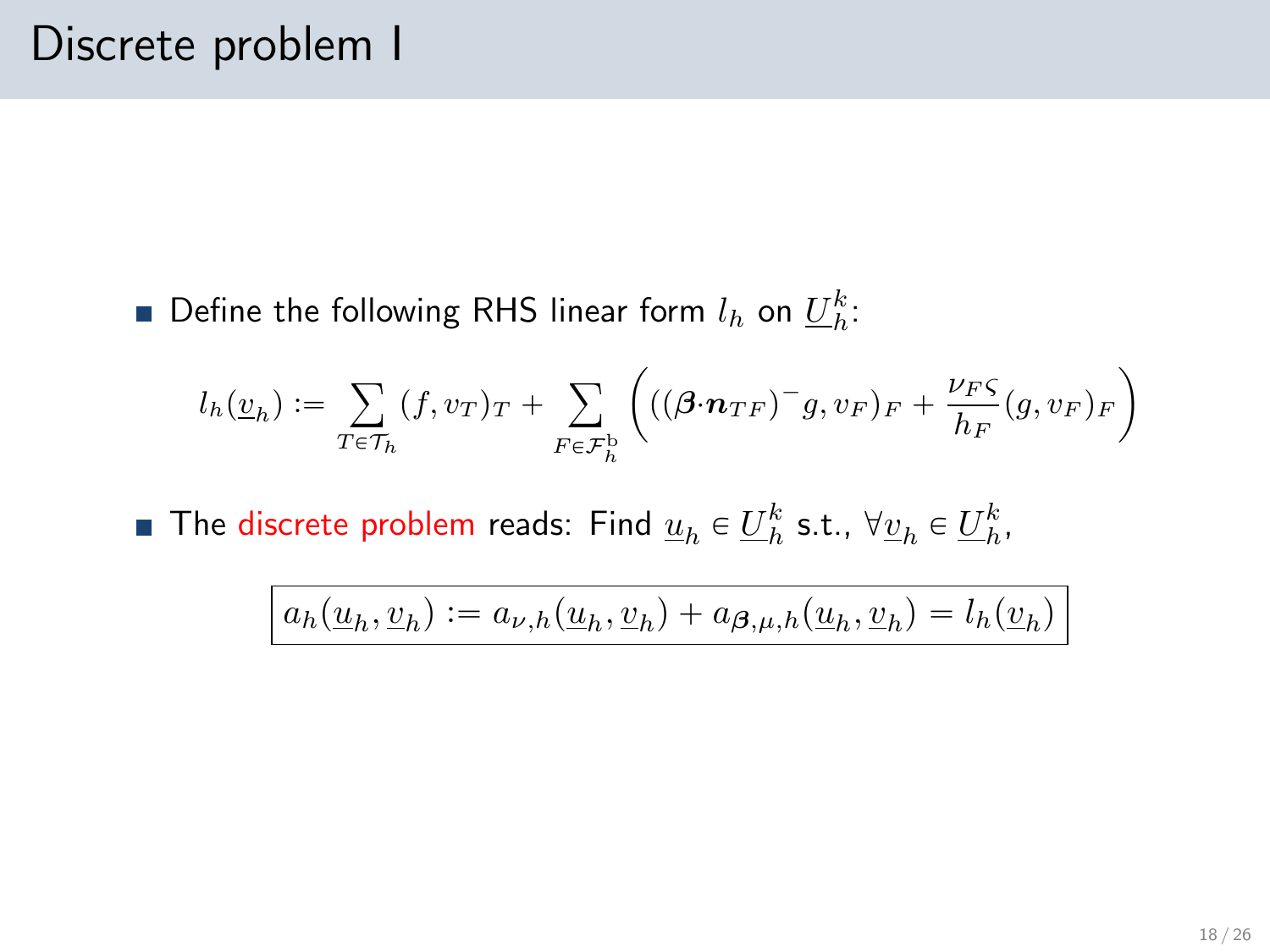# Discrete problem I

- Define the following RHS linear form $l_h$ on $\underline{U}_h^k$:

$$l_h(\underline{v}_h) := \sum_{T\in\mathcal{T}_h}(f, v_T)_T + \sum_{F\in\mathcal{F}_h^{\mathrm{b}}}\left(((\boldsymbol{\beta}\cdot\boldsymbol{n}_{TF})^- g, v_F)_F + \frac{\nu_F\varsigma}{h_F}(g, v_F)_F\right)$$

- The discrete problem reads: Find $\underline{u}_h \in \underline{U}_h^k$ s.t., $\forall \underline{v}_h \in \underline{U}_h^k$,

$$\boxed{a_h(\underline{u}_h, \underline{v}_h) := a_{\nu,h}(\underline{u}_h, \underline{v}_h) + a_{\boldsymbol{\beta},\mu,h}(\underline{u}_h, \underline{v}_h) = l_h(\underline{v}_h)}$$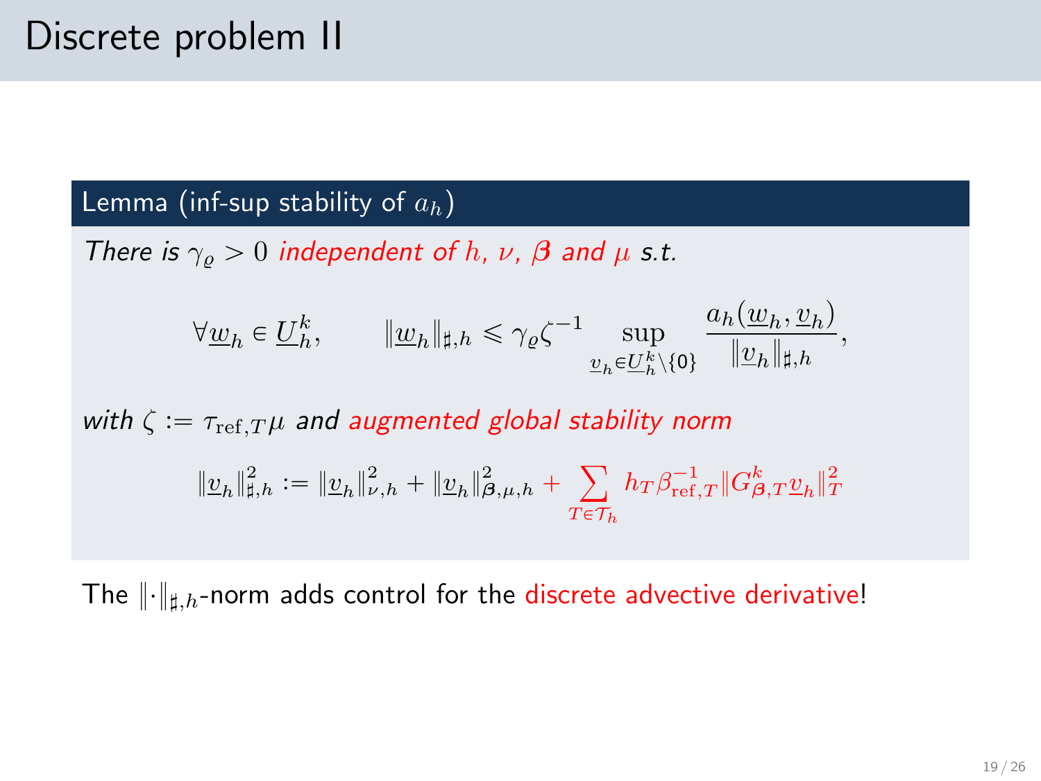# Discrete problem II

**Lemma (inf-sup stability of $a_h$)**

*There is $\gamma_\varrho > 0$ independent of $h$, $\nu$, $\boldsymbol{\beta}$ and $\mu$ s.t.*

$$\forall \underline{w}_h \in \underline{U}_h^k, \qquad \|\underline{w}_h\|_{\sharp,h} \leqslant \gamma_\varrho \zeta^{-1} \sup_{\underline{v}_h \in \underline{U}_h^k \setminus \{0\}} \frac{a_h(\underline{w}_h, \underline{v}_h)}{\|\underline{v}_h\|_{\sharp,h}},$$

*with $\zeta := \tau_{\mathrm{ref},T}\mu$ and augmented global stability norm*

$$\|\underline{v}_h\|_{\sharp,h}^2 := \|\underline{v}_h\|_{\nu,h}^2 + \|\underline{v}_h\|_{\boldsymbol{\beta},\mu,h}^2 + \sum_{T \in \mathcal{T}_h} h_T \beta_{\mathrm{ref},T}^{-1} \|G_{\boldsymbol{\beta},T}^k \underline{v}_h\|_T^2$$

The $\|\cdot\|_{\sharp,h}$-norm adds control for the discrete advective derivative!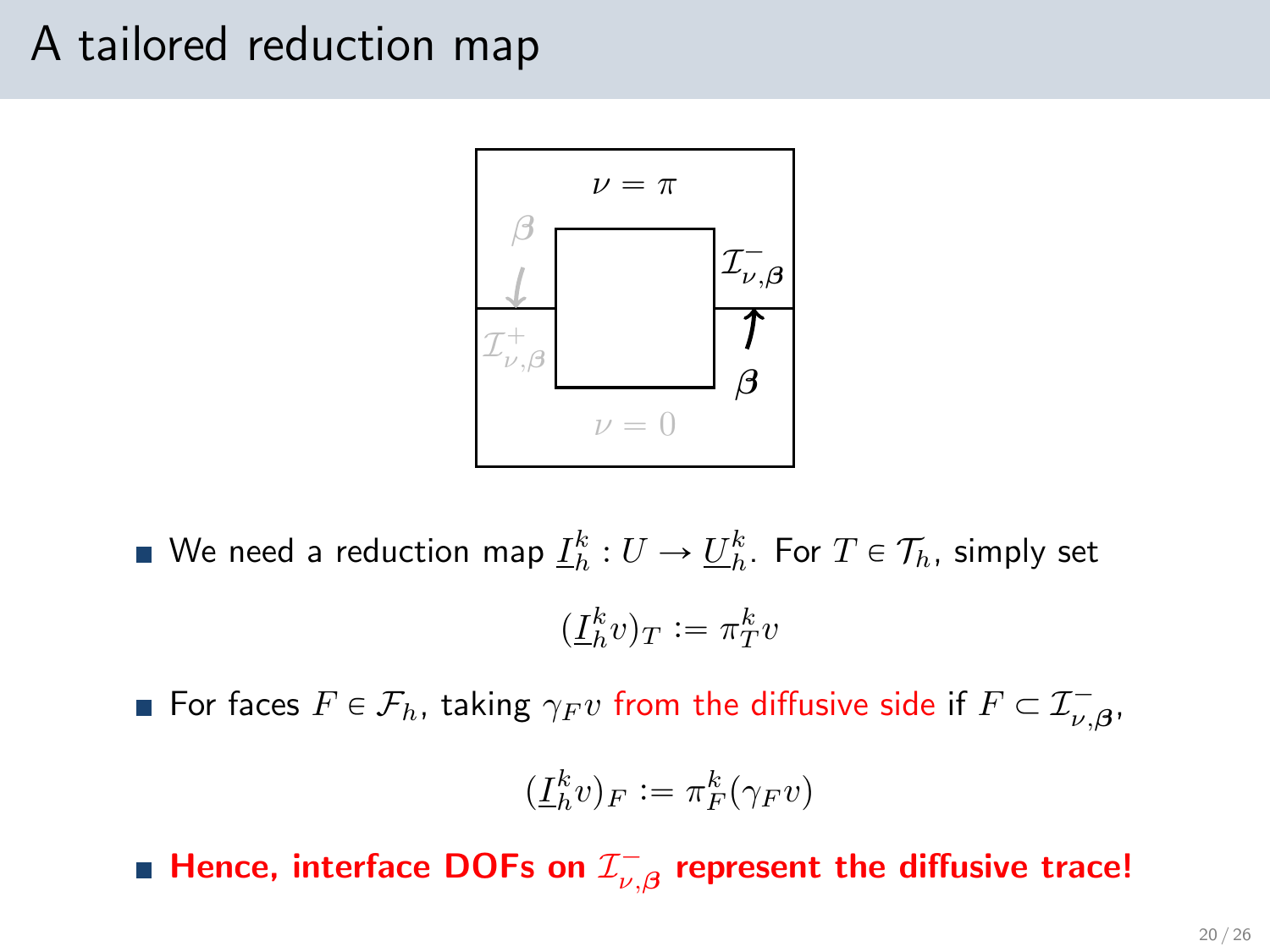# A tailored reduction map

- We need a reduction map $\underline{I}_h^k : U \to \underline{U}_h^k$. For $T \in \mathcal{T}_h$, simply set

$$(\underline{I}_h^k v)_T := \pi_T^k v$$

- For faces $F \in \mathcal{F}_h$, taking $\gamma_F v$ from the diffusive side if $F \subset \mathcal{I}_{\nu,\boldsymbol{\beta}}^-$,

$$(\underline{I}_h^k v)_F := \pi_F^k (\gamma_F v)$$

- **Hence, interface DOFs on $\mathcal{I}_{\nu,\boldsymbol{\beta}}^-$ represent the diffusive trace!**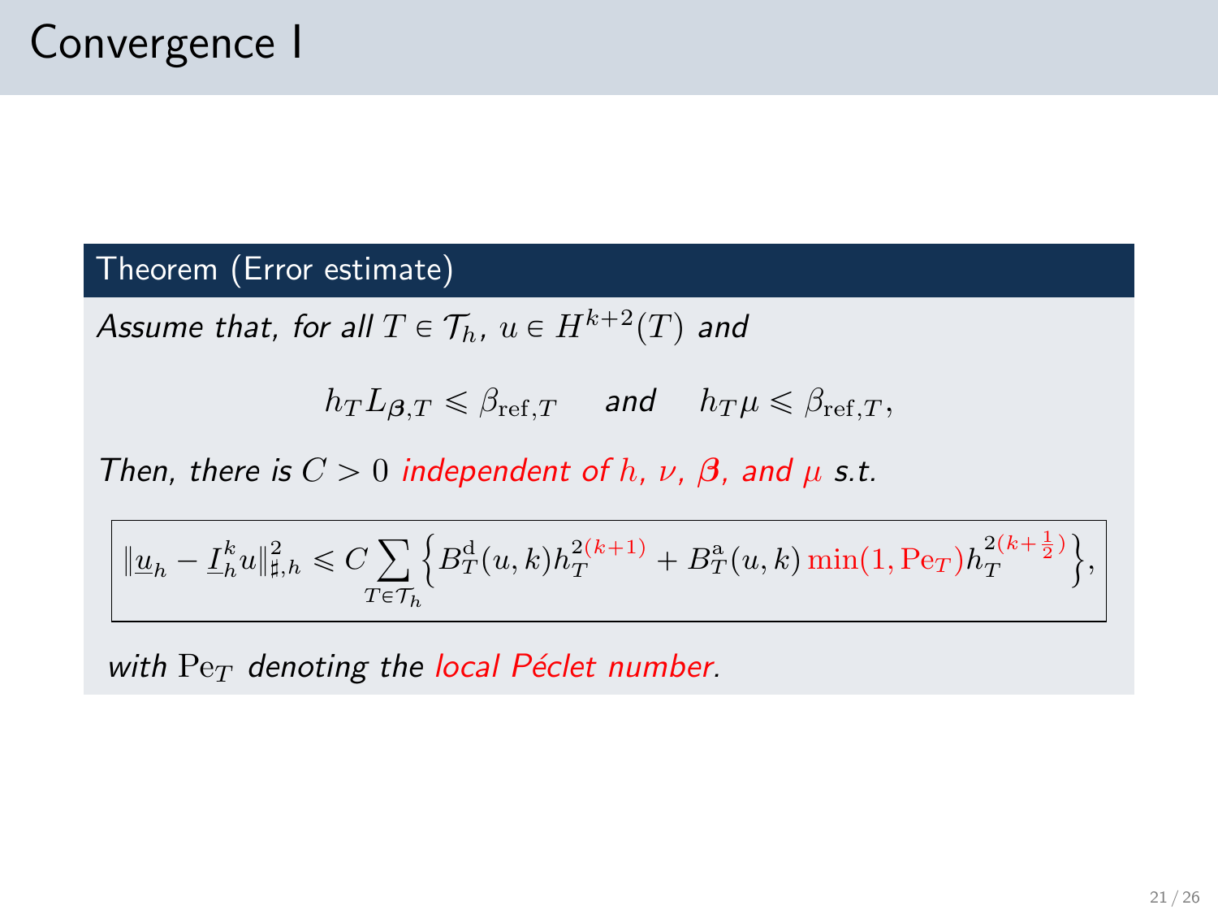# Convergence I

**Theorem (Error estimate)**

*Assume that, for all $T \in \mathcal{T}_h$, $u \in H^{k+2}(T)$ and*

$$h_T L_{\boldsymbol{\beta},T} \leqslant \beta_{\mathrm{ref},T} \quad \text{and} \quad h_T \mu \leqslant \beta_{\mathrm{ref},T},$$

*Then, there is $C > 0$ independent of $h$, $\nu$, $\boldsymbol{\beta}$, and $\mu$ s.t.*

$$\|\underline{u}_h - \underline{I}_h^k u\|_{\sharp,h}^2 \leqslant C \sum_{T \in \mathcal{T}_h} \Big\{ B_T^{\mathrm{d}}(u,k) h_T^{2(k+1)} + B_T^{\mathrm{a}}(u,k) \min(1, \mathrm{Pe}_T) h_T^{2(k+\frac{1}{2})} \Big\},$$

*with $\mathrm{Pe}_T$ denoting the local Péclet number.*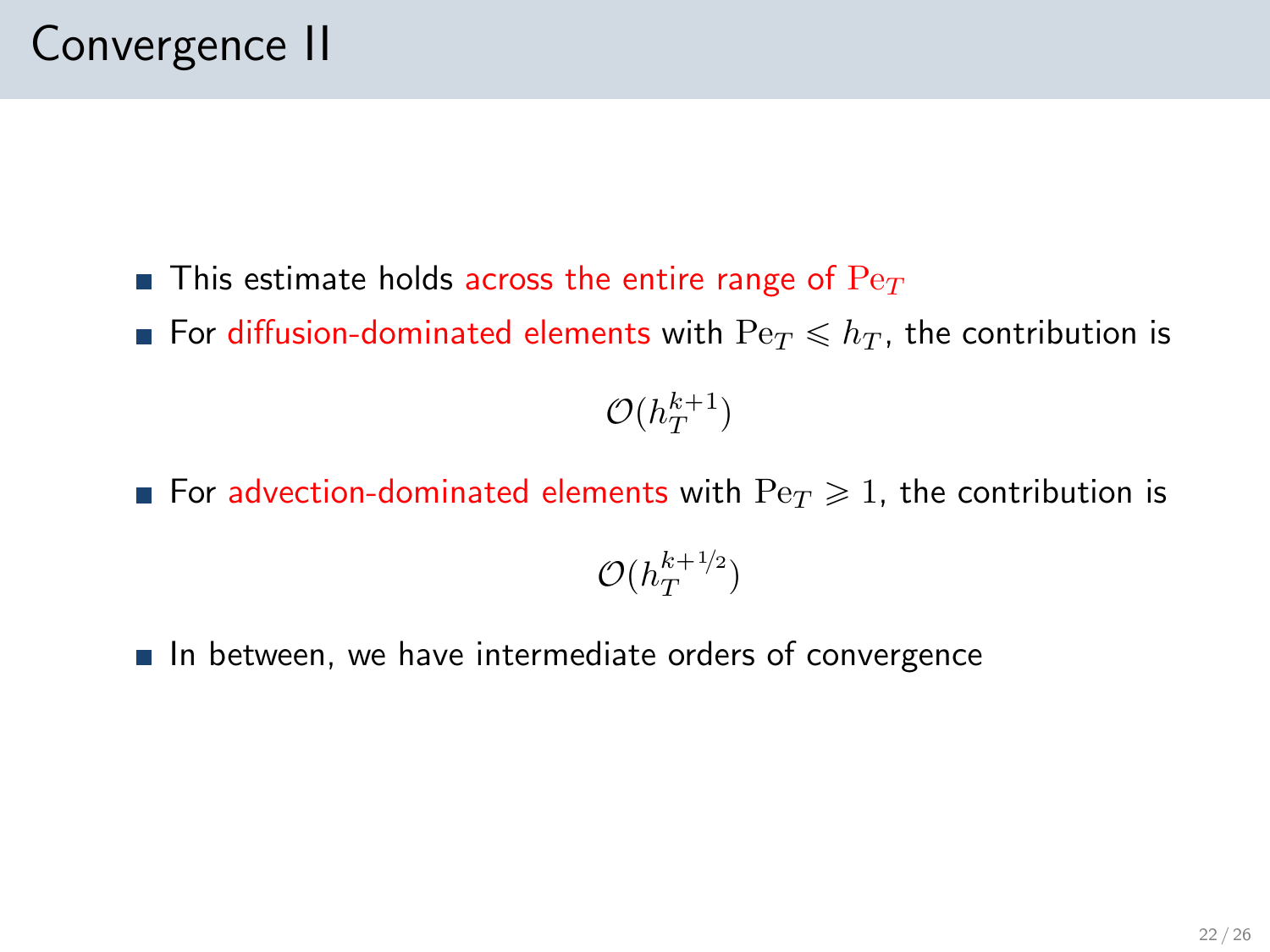# Convergence II

- This estimate holds across the entire range of $\mathrm{Pe}_T$
- For diffusion-dominated elements with $\mathrm{Pe}_T \leqslant h_T$, the contribution is

$$\mathcal{O}(h_T^{k+1})$$

- For advection-dominated elements with $\mathrm{Pe}_T \geqslant 1$, the contribution is

$$\mathcal{O}(h_T^{k+1/2})$$

- In between, we have intermediate orders of convergence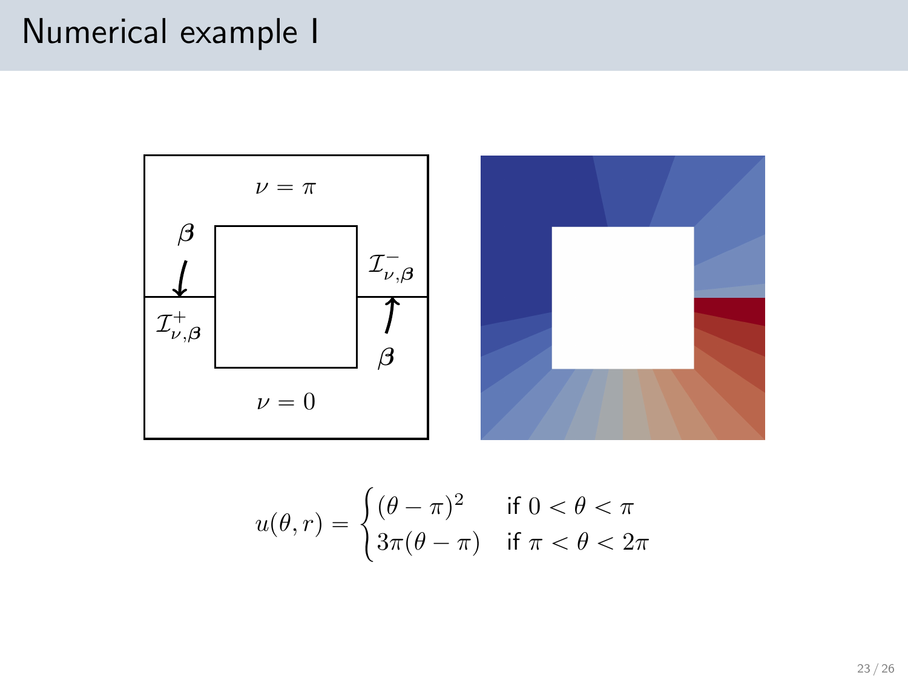# Numerical example I

$$u(\theta, r) = \begin{cases} (\theta - \pi)^2 & \text{if } 0 < \theta < \pi \\ 3\pi(\theta - \pi) & \text{if } \pi < \theta < 2\pi \end{cases}$$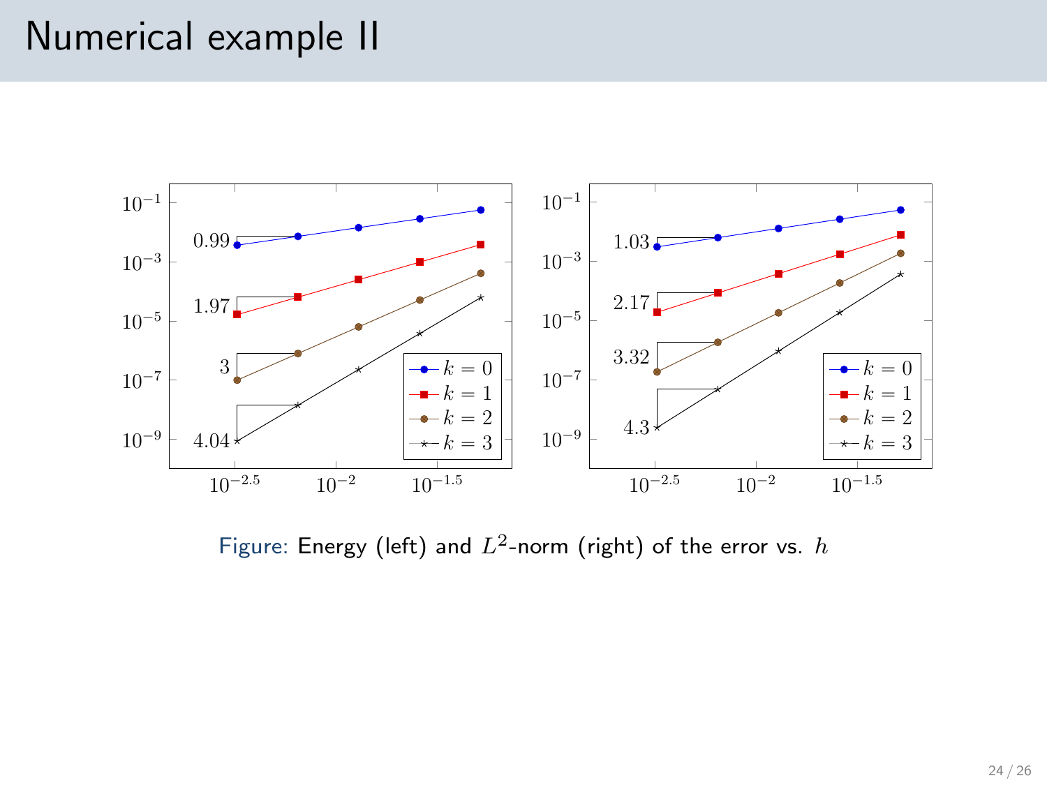# Numerical example II

Figure: Energy (left) and $L^2$-norm (right) of the error vs. $h$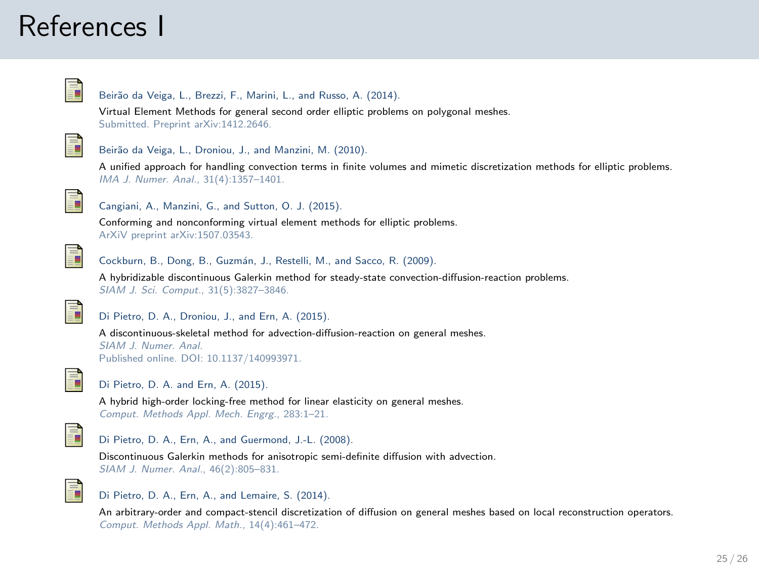# References I

Beirão da Veiga, L., Brezzi, F., Marini, L., and Russo, A. (2014).
Virtual Element Methods for general second order elliptic problems on polygonal meshes.
Submitted. Preprint arXiv:1412.2646.

Beirão da Veiga, L., Droniou, J., and Manzini, M. (2010).
A unified approach for handling convection terms in finite volumes and mimetic discretization methods for elliptic problems.
*IMA J. Numer. Anal.*, 31(4):1357–1401.

Cangiani, A., Manzini, G., and Sutton, O. J. (2015).
Conforming and nonconforming virtual element methods for elliptic problems.
ArXiV preprint arXiv:1507.03543.

Cockburn, B., Dong, B., Guzmán, J., Restelli, M., and Sacco, R. (2009).
A hybridizable discontinuous Galerkin method for steady-state convection-diffusion-reaction problems.
*SIAM J. Sci. Comput.*, 31(5):3827–3846.

Di Pietro, D. A., Droniou, J., and Ern, A. (2015).
A discontinuous-skeletal method for advection-diffusion-reaction on general meshes.
*SIAM J. Numer. Anal.*
Published online. DOI: 10.1137/140993971.

Di Pietro, D. A. and Ern, A. (2015).
A hybrid high-order locking-free method for linear elasticity on general meshes.
*Comput. Methods Appl. Mech. Engrg.*, 283:1–21.

Di Pietro, D. A., Ern, A., and Guermond, J.-L. (2008).
Discontinuous Galerkin methods for anisotropic semi-definite diffusion with advection.
*SIAM J. Numer. Anal.*, 46(2):805–831.

Di Pietro, D. A., Ern, A., and Lemaire, S. (2014).
An arbitrary-order and compact-stencil discretization of diffusion on general meshes based on local reconstruction operators.
*Comput. Methods Appl. Math.*, 14(4):461–472.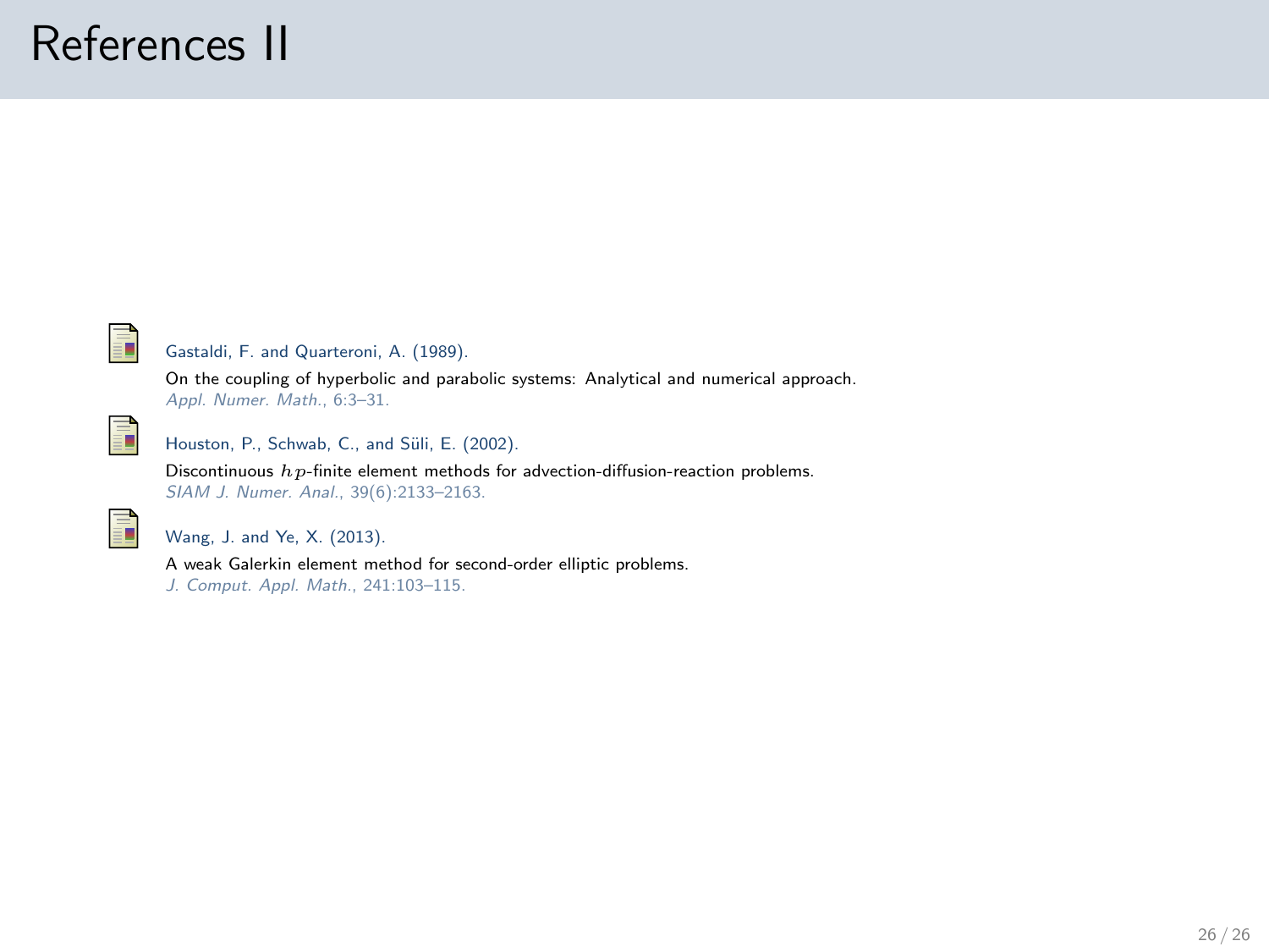# References II

- Gastaldi, F. and Quarteroni, A. (1989).
  On the coupling of hyperbolic and parabolic systems: Analytical and numerical approach.
  *Appl. Numer. Math.*, 6:3–31.

- Houston, P., Schwab, C., and Süli, E. (2002).
  Discontinuous $hp$-finite element methods for advection-diffusion-reaction problems.
  *SIAM J. Numer. Anal.*, 39(6):2133–2163.

- Wang, J. and Ye, X. (2013).
  A weak Galerkin element method for second-order elliptic problems.
  *J. Comput. Appl. Math.*, 241:103–115.